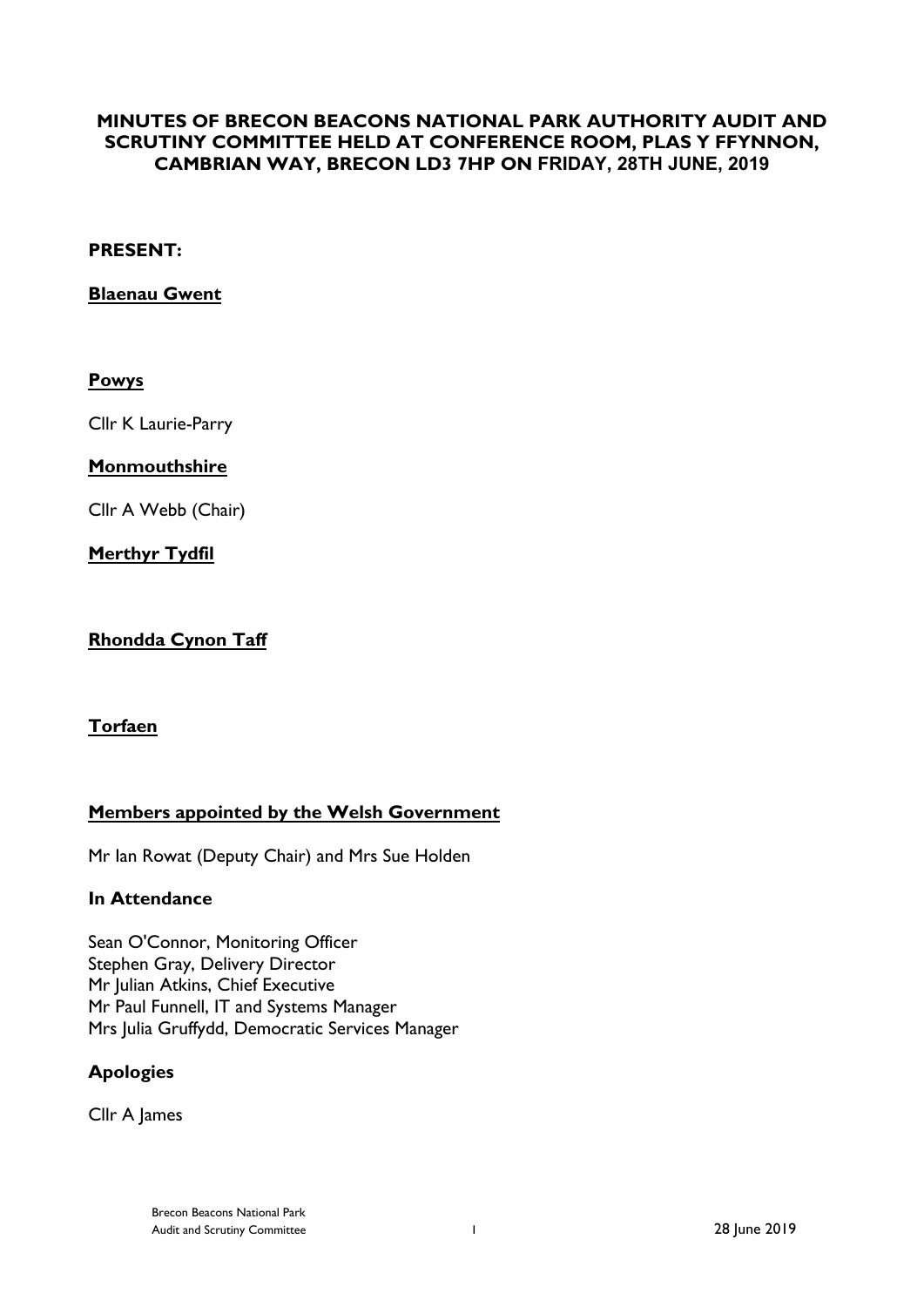# MINUTES OF BRECON BEACONS NATIONAL PARK AUTHORITY AUDIT AND SCRUTINY COMMITTEE HELD AT CONFERENCE ROOM, PLAS Y FFYNNON, CAMBRIAN WAY, BRECON LD3 7HP ON FRIDAY, 28TH JUNE, 2019

**PRESENT:**

**Blaenau Gwent**

**Powys**

Cllr K Laurie-Parry

**Monmouthshire**

Cllr A Webb (Chair)

**Merthyr Tydfil**

**Rhondda Cynon Taff**

**Torfaen**

**Members appointed by the Welsh Government**

Mr Ian Rowat (Deputy Chair) and Mrs Sue Holden

**In Attendance**

Sean O'Connor, Monitoring Officer
Stephen Gray, Delivery Director
Mr Julian Atkins, Chief Executive
Mr Paul Funnell, IT and Systems Manager
Mrs Julia Gruffydd, Democratic Services Manager

**Apologies**

Cllr A James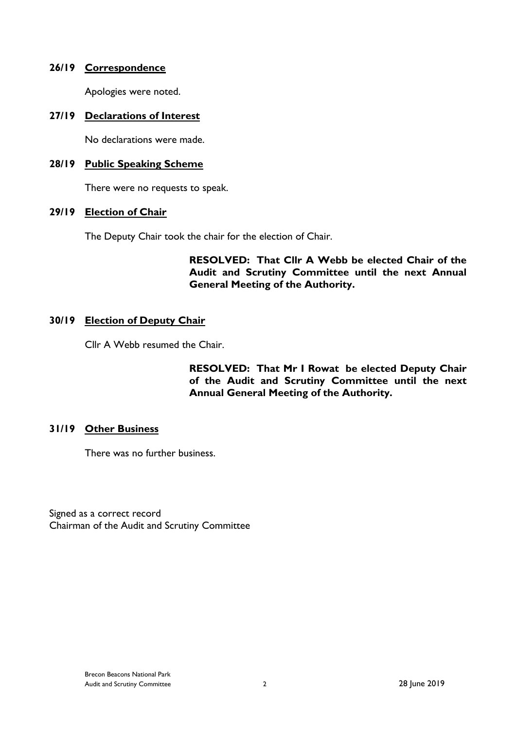**26/19 Correspondence**

Apologies were noted.

**27/19 Declarations of Interest**

No declarations were made.

**28/19 Public Speaking Scheme**

There were no requests to speak.

**29/19 Election of Chair**

The Deputy Chair took the chair for the election of Chair.

**RESOLVED: That Cllr A Webb be elected Chair of the Audit and Scrutiny Committee until the next Annual General Meeting of the Authority.**

**30/19 Election of Deputy Chair**

Cllr A Webb resumed the Chair.

**RESOLVED: That Mr I Rowat be elected Deputy Chair of the Audit and Scrutiny Committee until the next Annual General Meeting of the Authority.**

**31/19 Other Business**

There was no further business.

Signed as a correct record
Chairman of the Audit and Scrutiny Committee